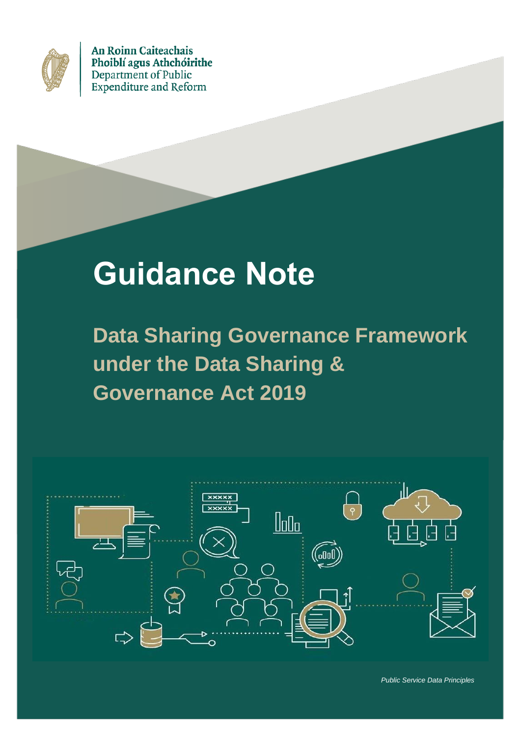An Roinn Caiteachais Phoiblí agus Athchóirithe
Department of Public Expenditure and Reform

# Guidance Note

## Data Sharing Governance Framework under the Data Sharing & Governance Act 2019

*Public Service Data Principles*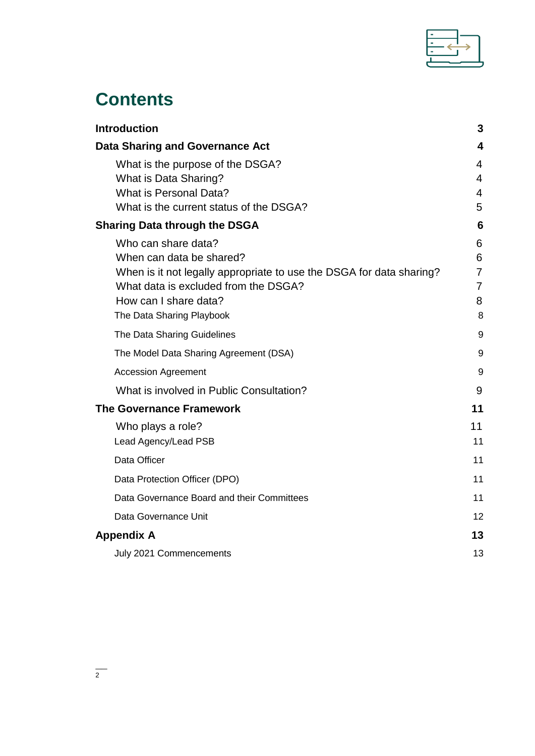# Contents

| | |
|---|---|
| **Introduction** | **3** |
| **Data Sharing and Governance Act** | **4** |
| What is the purpose of the DSGA? | 4 |
| What is Data Sharing? | 4 |
| What is Personal Data? | 4 |
| What is the current status of the DSGA? | 5 |
| **Sharing Data through the DSGA** | **6** |
| Who can share data? | 6 |
| When can data be shared? | 6 |
| When is it not legally appropriate to use the DSGA for data sharing? | 7 |
| What data is excluded from the DSGA? | 7 |
| How can I share data? | 8 |
| The Data Sharing Playbook | 8 |
| The Data Sharing Guidelines | 9 |
| The Model Data Sharing Agreement (DSA) | 9 |
| Accession Agreement | 9 |
| What is involved in Public Consultation? | 9 |
| **The Governance Framework** | **11** |
| Who plays a role? | 11 |
| Lead Agency/Lead PSB | 11 |
| Data Officer | 11 |
| Data Protection Officer (DPO) | 11 |
| Data Governance Board and their Committees | 11 |
| Data Governance Unit | 12 |
| **Appendix A** | **13** |
| July 2021 Commencements | 13 |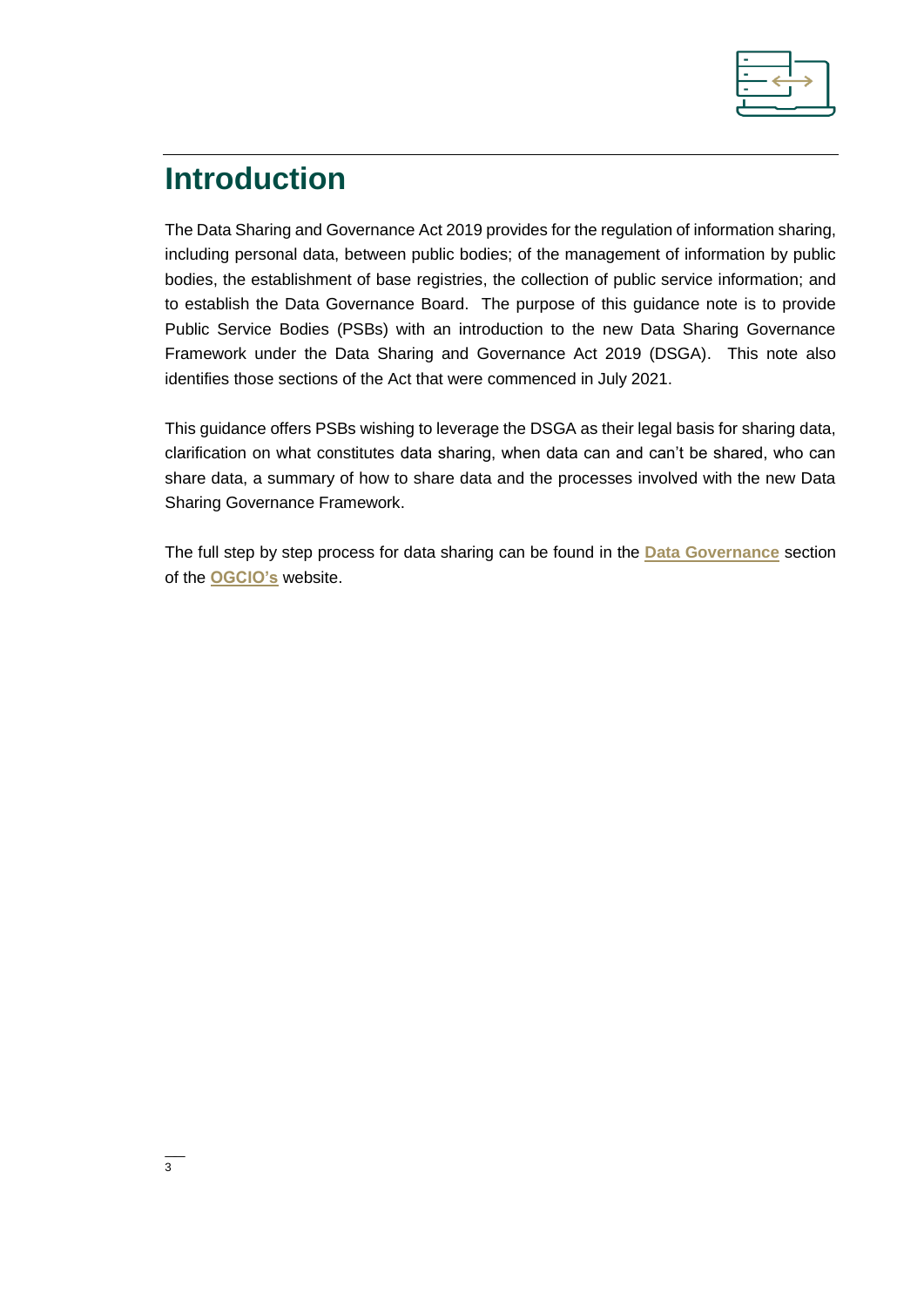# Introduction

The Data Sharing and Governance Act 2019 provides for the regulation of information sharing, including personal data, between public bodies; of the management of information by public bodies, the establishment of base registries, the collection of public service information; and to establish the Data Governance Board. The purpose of this guidance note is to provide Public Service Bodies (PSBs) with an introduction to the new Data Sharing Governance Framework under the Data Sharing and Governance Act 2019 (DSGA). This note also identifies those sections of the Act that were commenced in July 2021.

This guidance offers PSBs wishing to leverage the DSGA as their legal basis for sharing data, clarification on what constitutes data sharing, when data can and can't be shared, who can share data, a summary of how to share data and the processes involved with the new Data Sharing Governance Framework.

The full step by step process for data sharing can be found in the **Data Governance** section of the **OGCIO's** website.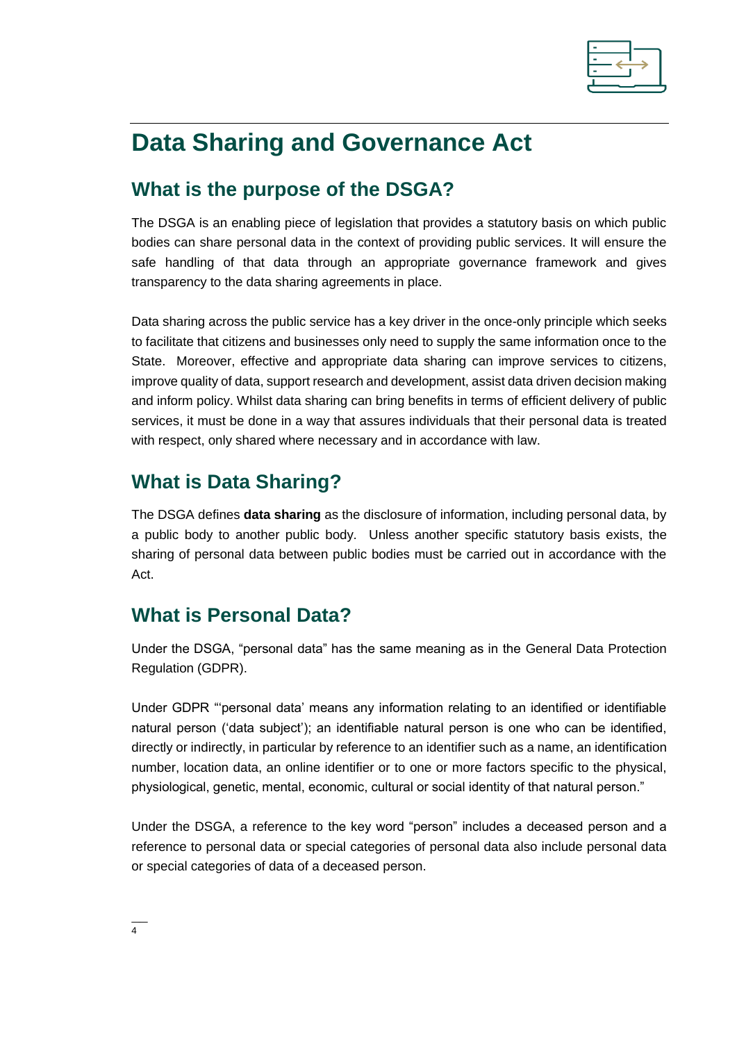# Data Sharing and Governance Act

## What is the purpose of the DSGA?

The DSGA is an enabling piece of legislation that provides a statutory basis on which public bodies can share personal data in the context of providing public services. It will ensure the safe handling of that data through an appropriate governance framework and gives transparency to the data sharing agreements in place.

Data sharing across the public service has a key driver in the once-only principle which seeks to facilitate that citizens and businesses only need to supply the same information once to the State. Moreover, effective and appropriate data sharing can improve services to citizens, improve quality of data, support research and development, assist data driven decision making and inform policy. Whilst data sharing can bring benefits in terms of efficient delivery of public services, it must be done in a way that assures individuals that their personal data is treated with respect, only shared where necessary and in accordance with law.

## What is Data Sharing?

The DSGA defines **data sharing** as the disclosure of information, including personal data, by a public body to another public body. Unless another specific statutory basis exists, the sharing of personal data between public bodies must be carried out in accordance with the Act.

## What is Personal Data?

Under the DSGA, "personal data" has the same meaning as in the General Data Protection Regulation (GDPR).

Under GDPR "'personal data' means any information relating to an identified or identifiable natural person ('data subject'); an identifiable natural person is one who can be identified, directly or indirectly, in particular by reference to an identifier such as a name, an identification number, location data, an online identifier or to one or more factors specific to the physical, physiological, genetic, mental, economic, cultural or social identity of that natural person."

Under the DSGA, a reference to the key word "person" includes a deceased person and a reference to personal data or special categories of personal data also include personal data or special categories of data of a deceased person.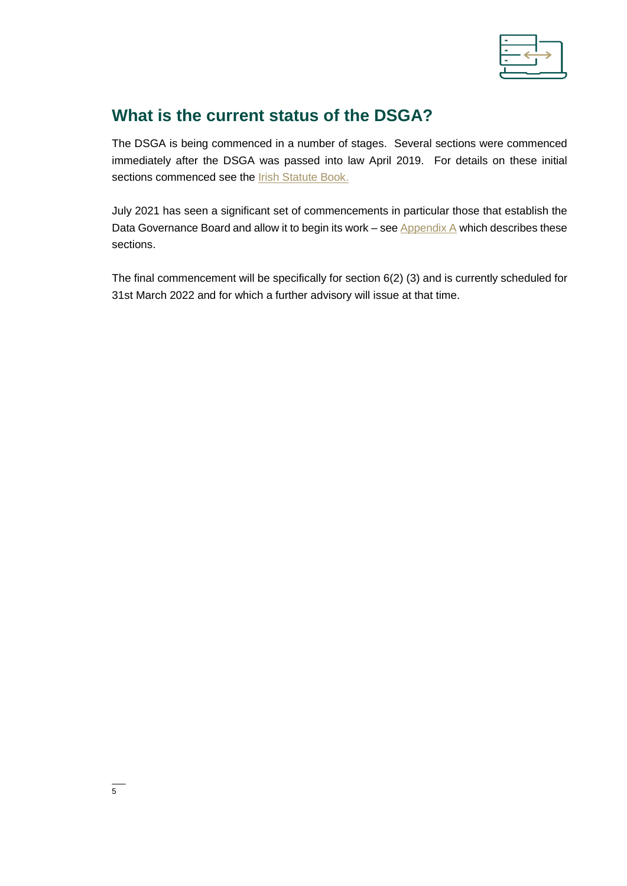## What is the current status of the DSGA?

The DSGA is being commenced in a number of stages. Several sections were commenced immediately after the DSGA was passed into law April 2019. For details on these initial sections commenced see the Irish Statute Book.

July 2021 has seen a significant set of commencements in particular those that establish the Data Governance Board and allow it to begin its work – see Appendix A which describes these sections.

The final commencement will be specifically for section 6(2) (3) and is currently scheduled for 31st March 2022 and for which a further advisory will issue at that time.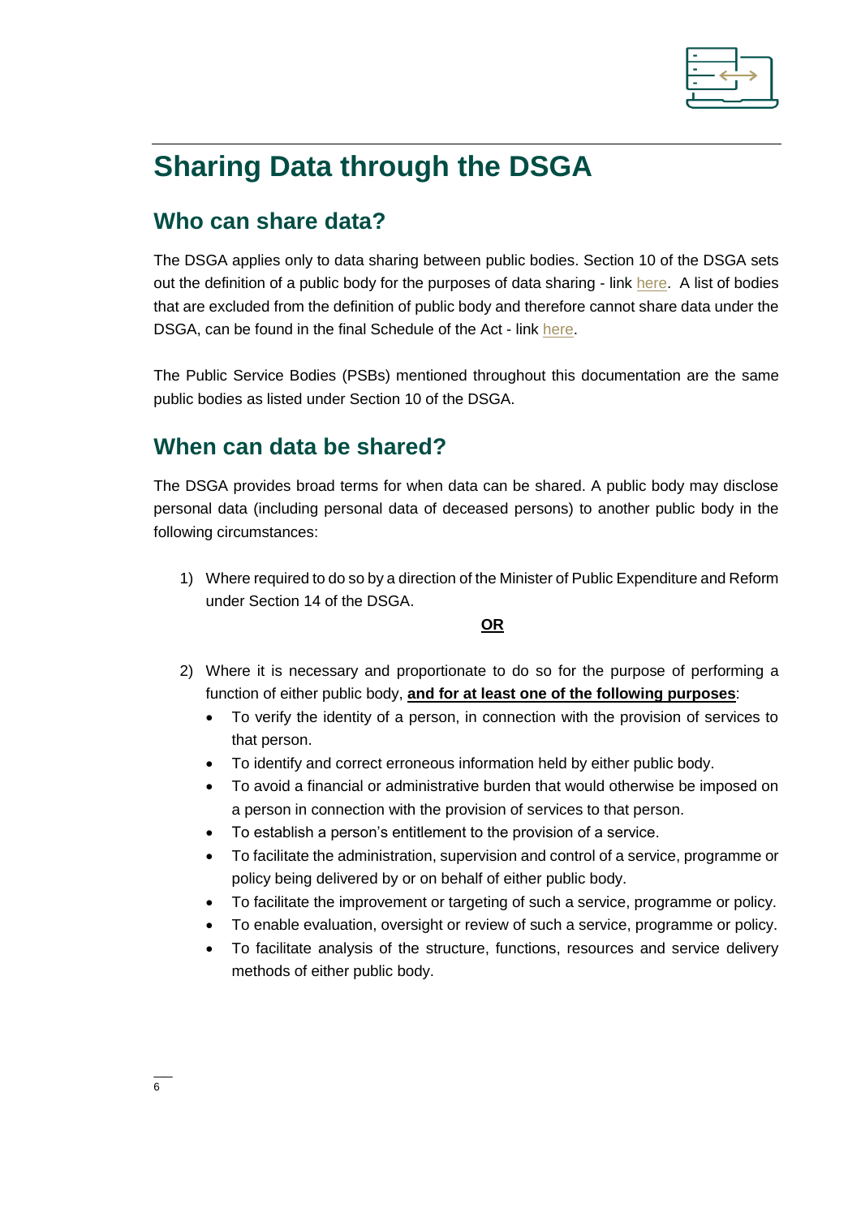# Sharing Data through the DSGA

## Who can share data?

The DSGA applies only to data sharing between public bodies. Section 10 of the DSGA sets out the definition of a public body for the purposes of data sharing - link here. A list of bodies that are excluded from the definition of public body and therefore cannot share data under the DSGA, can be found in the final Schedule of the Act - link here.

The Public Service Bodies (PSBs) mentioned throughout this documentation are the same public bodies as listed under Section 10 of the DSGA.

## When can data be shared?

The DSGA provides broad terms for when data can be shared. A public body may disclose personal data (including personal data of deceased persons) to another public body in the following circumstances:

1) Where required to do so by a direction of the Minister of Public Expenditure and Reform under Section 14 of the DSGA.

**OR**

2) Where it is necessary and proportionate to do so for the purpose of performing a function of either public body, **and for at least one of the following purposes**:
   - To verify the identity of a person, in connection with the provision of services to that person.
   - To identify and correct erroneous information held by either public body.
   - To avoid a financial or administrative burden that would otherwise be imposed on a person in connection with the provision of services to that person.
   - To establish a person's entitlement to the provision of a service.
   - To facilitate the administration, supervision and control of a service, programme or policy being delivered by or on behalf of either public body.
   - To facilitate the improvement or targeting of such a service, programme or policy.
   - To enable evaluation, oversight or review of such a service, programme or policy.
   - To facilitate analysis of the structure, functions, resources and service delivery methods of either public body.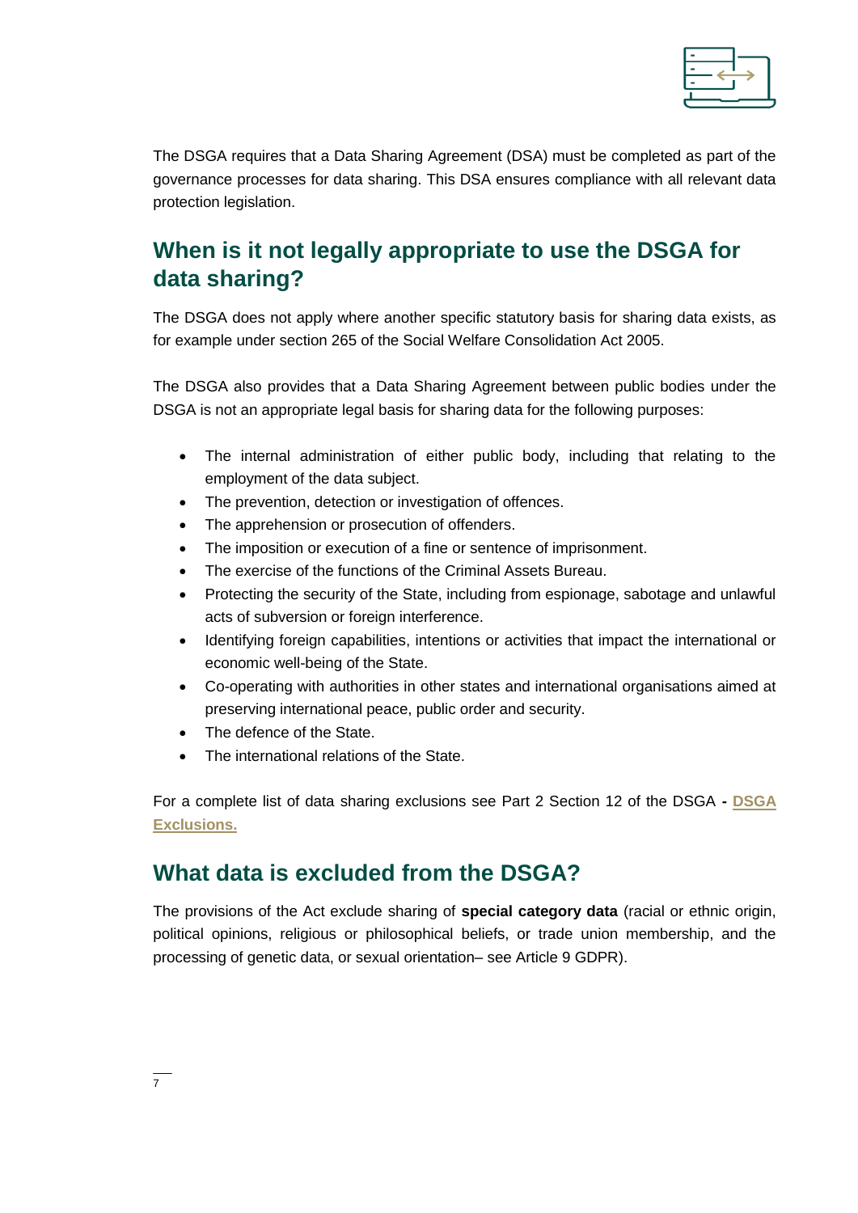The DSGA requires that a Data Sharing Agreement (DSA) must be completed as part of the governance processes for data sharing. This DSA ensures compliance with all relevant data protection legislation.

## When is it not legally appropriate to use the DSGA for data sharing?

The DSGA does not apply where another specific statutory basis for sharing data exists, as for example under section 265 of the Social Welfare Consolidation Act 2005.

The DSGA also provides that a Data Sharing Agreement between public bodies under the DSGA is not an appropriate legal basis for sharing data for the following purposes:

- The internal administration of either public body, including that relating to the employment of the data subject.
- The prevention, detection or investigation of offences.
- The apprehension or prosecution of offenders.
- The imposition or execution of a fine or sentence of imprisonment.
- The exercise of the functions of the Criminal Assets Bureau.
- Protecting the security of the State, including from espionage, sabotage and unlawful acts of subversion or foreign interference.
- Identifying foreign capabilities, intentions or activities that impact the international or economic well-being of the State.
- Co-operating with authorities in other states and international organisations aimed at preserving international peace, public order and security.
- The defence of the State.
- The international relations of the State.

For a complete list of data sharing exclusions see Part 2 Section 12 of the DSGA - **DSGA Exclusions.**

## What data is excluded from the DSGA?

The provisions of the Act exclude sharing of **special category data** (racial or ethnic origin, political opinions, religious or philosophical beliefs, or trade union membership, and the processing of genetic data, or sexual orientation– see Article 9 GDPR).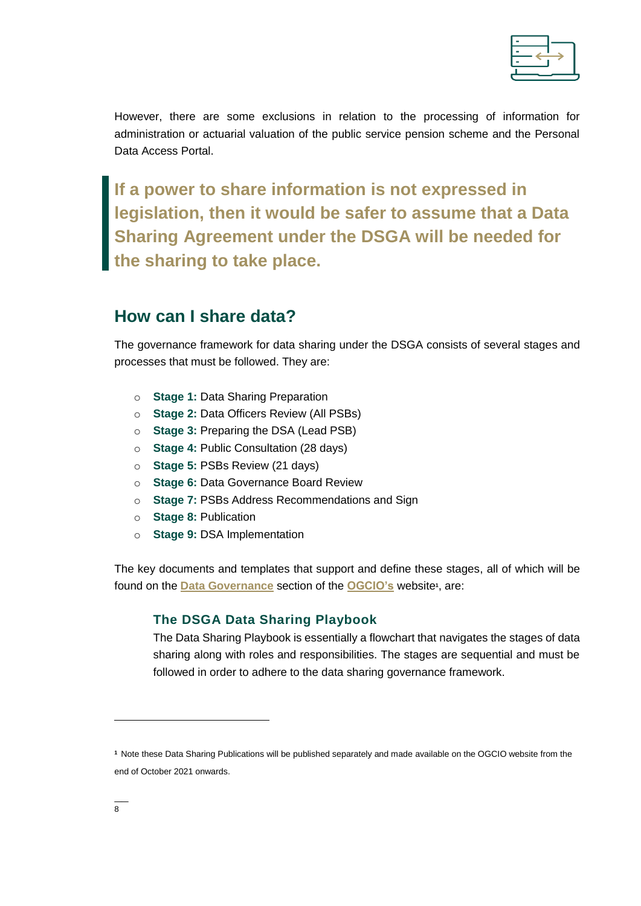However, there are some exclusions in relation to the processing of information for administration or actuarial valuation of the public service pension scheme and the Personal Data Access Portal.

> **If a power to share information is not expressed in legislation, then it would be safer to assume that a Data Sharing Agreement under the DSGA will be needed for the sharing to take place.**

## How can I share data?

The governance framework for data sharing under the DSGA consists of several stages and processes that must be followed. They are:

- **Stage 1:** Data Sharing Preparation
- **Stage 2:** Data Officers Review (All PSBs)
- **Stage 3:** Preparing the DSA (Lead PSB)
- **Stage 4:** Public Consultation (28 days)
- **Stage 5:** PSBs Review (21 days)
- **Stage 6:** Data Governance Board Review
- **Stage 7:** PSBs Address Recommendations and Sign
- **Stage 8:** Publication
- **Stage 9:** DSA Implementation

The key documents and templates that support and define these stages, all of which will be found on the **Data Governance** section of the **OGCIO's** website[1], are:

### The DSGA Data Sharing Playbook

The Data Sharing Playbook is essentially a flowchart that navigates the stages of data sharing along with roles and responsibilities. The stages are sequential and must be followed in order to adhere to the data sharing governance framework.

[1] Note these Data Sharing Publications will be published separately and made available on the OGCIO website from the end of October 2021 onwards.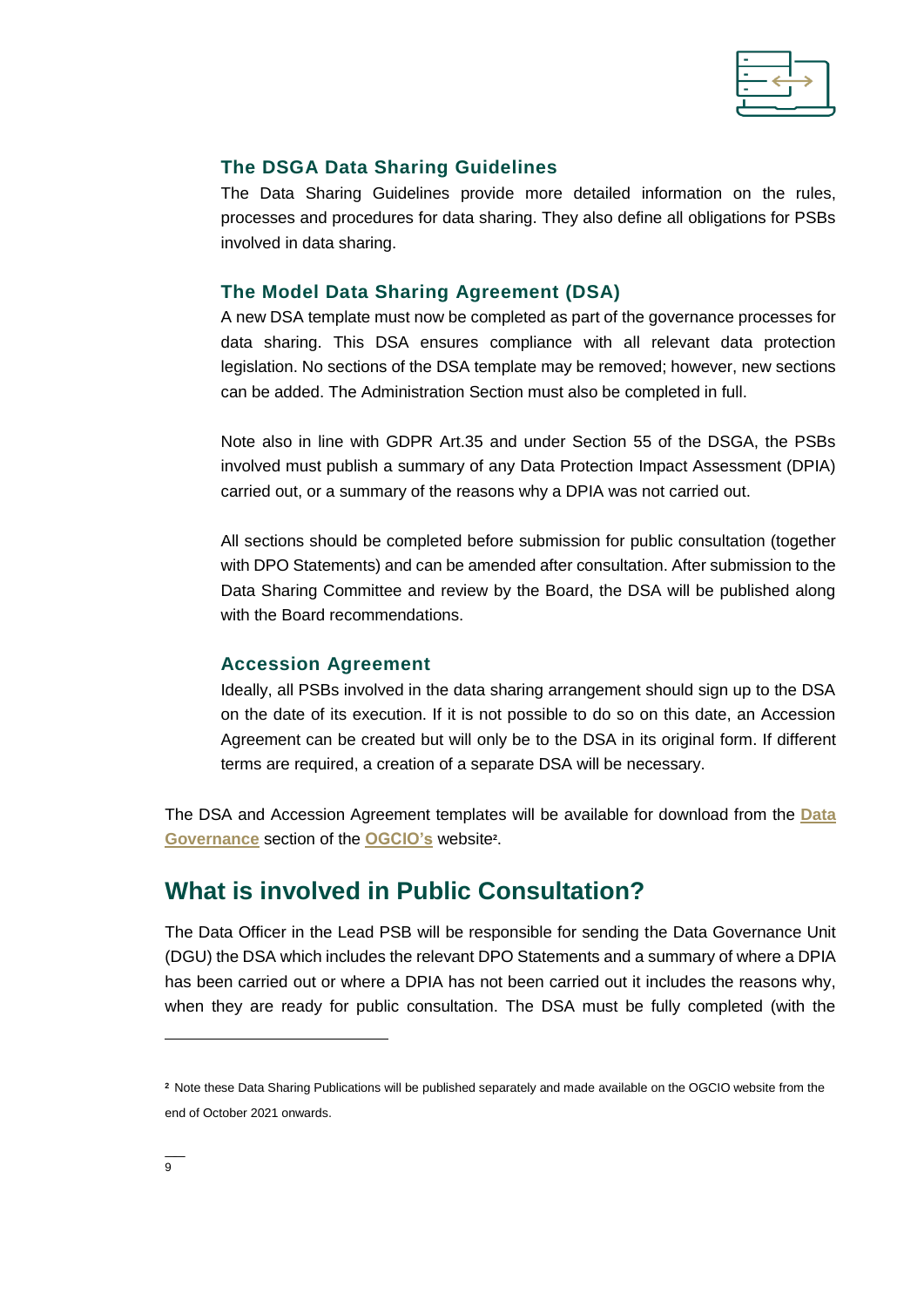### The DSGA Data Sharing Guidelines

The Data Sharing Guidelines provide more detailed information on the rules, processes and procedures for data sharing. They also define all obligations for PSBs involved in data sharing.

### The Model Data Sharing Agreement (DSA)

A new DSA template must now be completed as part of the governance processes for data sharing. This DSA ensures compliance with all relevant data protection legislation. No sections of the DSA template may be removed; however, new sections can be added. The Administration Section must also be completed in full.

Note also in line with GDPR Art.35 and under Section 55 of the DSGA, the PSBs involved must publish a summary of any Data Protection Impact Assessment (DPIA) carried out, or a summary of the reasons why a DPIA was not carried out.

All sections should be completed before submission for public consultation (together with DPO Statements) and can be amended after consultation. After submission to the Data Sharing Committee and review by the Board, the DSA will be published along with the Board recommendations.

### Accession Agreement

Ideally, all PSBs involved in the data sharing arrangement should sign up to the DSA on the date of its execution. If it is not possible to do so on this date, an Accession Agreement can be created but will only be to the DSA in its original form. If different terms are required, a creation of a separate DSA will be necessary.

The DSA and Accession Agreement templates will be available for download from the **Data Governance** section of the **OGCIO's** website[2].

## What is involved in Public Consultation?

The Data Officer in the Lead PSB will be responsible for sending the Data Governance Unit (DGU) the DSA which includes the relevant DPO Statements and a summary of where a DPIA has been carried out or where a DPIA has not been carried out it includes the reasons why, when they are ready for public consultation. The DSA must be fully completed (with the

---

[2] Note these Data Sharing Publications will be published separately and made available on the OGCIO website from the end of October 2021 onwards.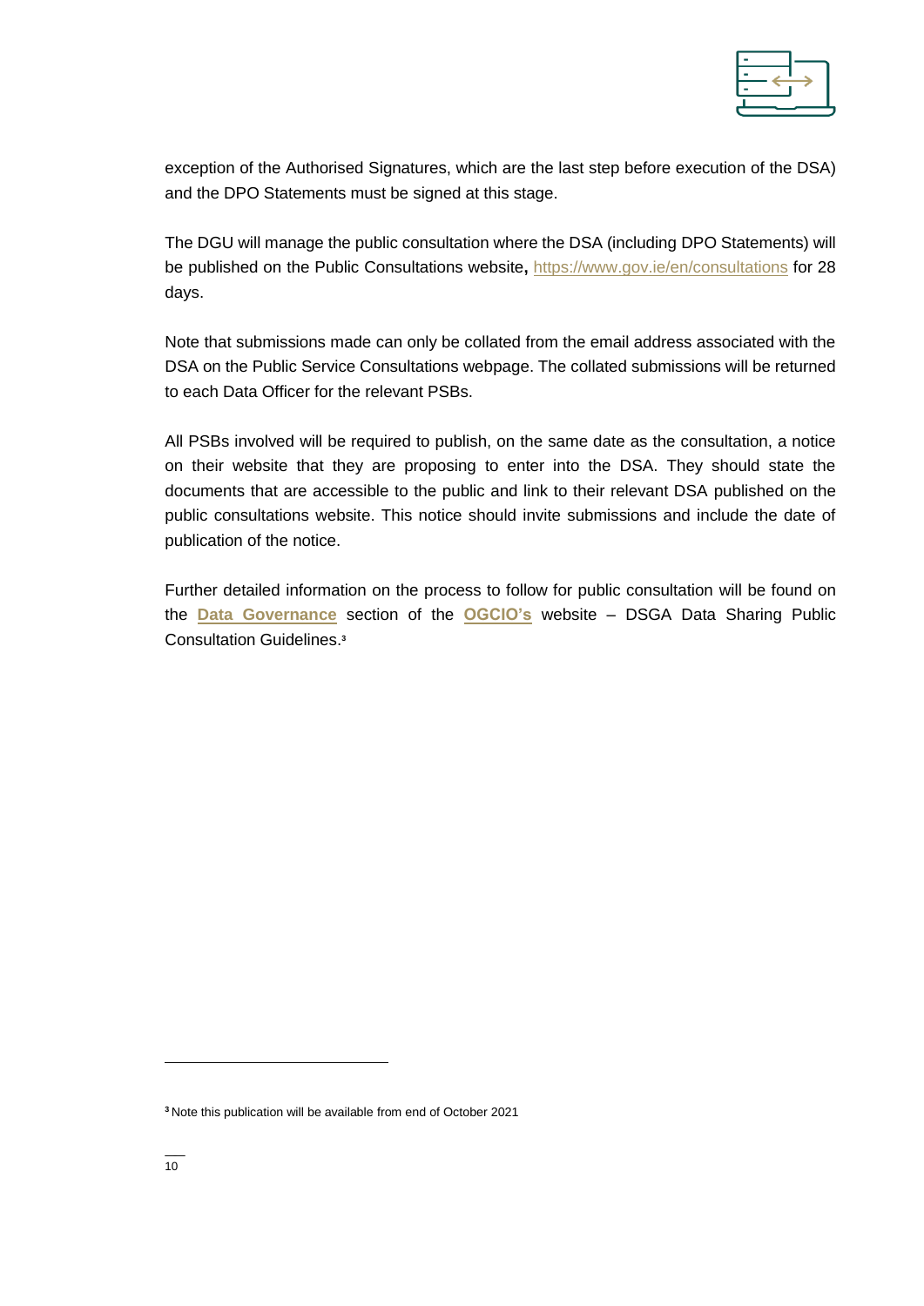exception of the Authorised Signatures, which are the last step before execution of the DSA) and the DPO Statements must be signed at this stage.

The DGU will manage the public consultation where the DSA (including DPO Statements) will be published on the Public Consultations website, https://www.gov.ie/en/consultations for 28 days.

Note that submissions made can only be collated from the email address associated with the DSA on the Public Service Consultations webpage. The collated submissions will be returned to each Data Officer for the relevant PSBs.

All PSBs involved will be required to publish, on the same date as the consultation, a notice on their website that they are proposing to enter into the DSA. They should state the documents that are accessible to the public and link to their relevant DSA published on the public consultations website. This notice should invite submissions and include the date of publication of the notice.

Further detailed information on the process to follow for public consultation will be found on the **Data Governance** section of the **OGCIO's** website – DSGA Data Sharing Public Consultation Guidelines.[3]

---

[3] Note this publication will be available from end of October 2021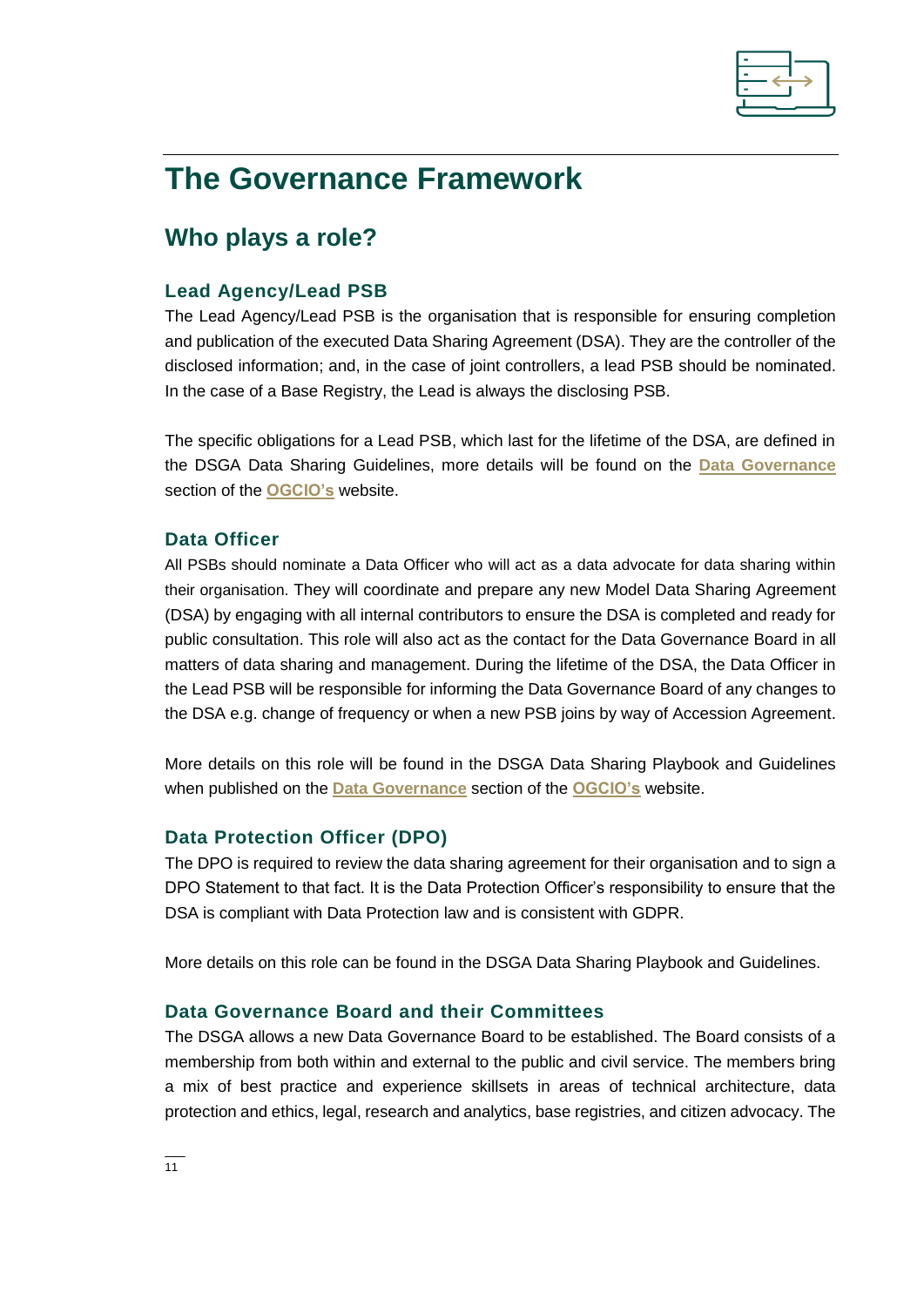# The Governance Framework

## Who plays a role?

### Lead Agency/Lead PSB

The Lead Agency/Lead PSB is the organisation that is responsible for ensuring completion and publication of the executed Data Sharing Agreement (DSA). They are the controller of the disclosed information; and, in the case of joint controllers, a lead PSB should be nominated. In the case of a Base Registry, the Lead is always the disclosing PSB.

The specific obligations for a Lead PSB, which last for the lifetime of the DSA, are defined in the DSGA Data Sharing Guidelines, more details will be found on the **Data Governance** section of the **OGCIO's** website.

### Data Officer

All PSBs should nominate a Data Officer who will act as a data advocate for data sharing within their organisation. They will coordinate and prepare any new Model Data Sharing Agreement (DSA) by engaging with all internal contributors to ensure the DSA is completed and ready for public consultation. This role will also act as the contact for the Data Governance Board in all matters of data sharing and management. During the lifetime of the DSA, the Data Officer in the Lead PSB will be responsible for informing the Data Governance Board of any changes to the DSA e.g. change of frequency or when a new PSB joins by way of Accession Agreement.

More details on this role will be found in the DSGA Data Sharing Playbook and Guidelines when published on the **Data Governance** section of the **OGCIO's** website.

### Data Protection Officer (DPO)

The DPO is required to review the data sharing agreement for their organisation and to sign a DPO Statement to that fact. It is the Data Protection Officer's responsibility to ensure that the DSA is compliant with Data Protection law and is consistent with GDPR.

More details on this role can be found in the DSGA Data Sharing Playbook and Guidelines.

### Data Governance Board and their Committees

The DSGA allows a new Data Governance Board to be established. The Board consists of a membership from both within and external to the public and civil service. The members bring a mix of best practice and experience skillsets in areas of technical architecture, data protection and ethics, legal, research and analytics, base registries, and citizen advocacy. The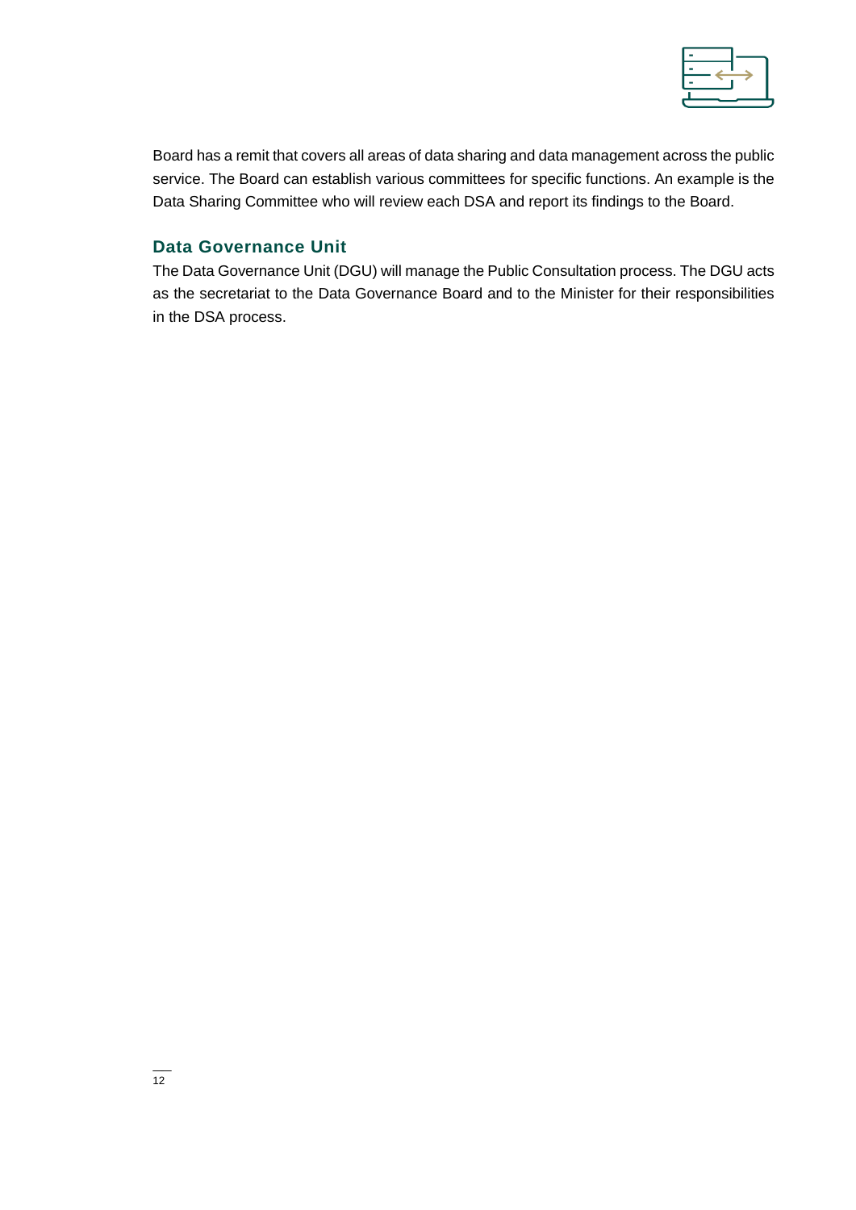Board has a remit that covers all areas of data sharing and data management across the public service. The Board can establish various committees for specific functions. An example is the Data Sharing Committee who will review each DSA and report its findings to the Board.

### Data Governance Unit

The Data Governance Unit (DGU) will manage the Public Consultation process. The DGU acts as the secretariat to the Data Governance Board and to the Minister for their responsibilities in the DSA process.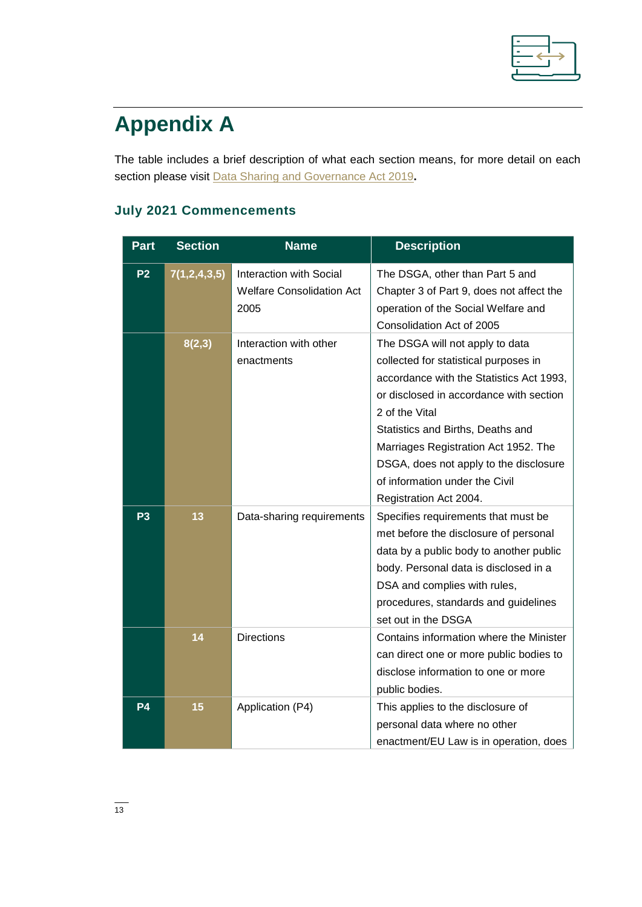# Appendix A

The table includes a brief description of what each section means, for more detail on each section please visit Data Sharing and Governance Act 2019**.**

## July 2021 Commencements

| Part | Section | Name | Description |
|---|---|---|---|
| P2 | 7(1,2,4,3,5) | Interaction with Social Welfare Consolidation Act 2005 | The DSGA, other than Part 5 and Chapter 3 of Part 9, does not affect the operation of the Social Welfare and Consolidation Act of 2005 |
| | 8(2,3) | Interaction with other enactments | The DSGA will not apply to data collected for statistical purposes in accordance with the Statistics Act 1993, or disclosed in accordance with section 2 of the Vital Statistics and Births, Deaths and Marriages Registration Act 1952. The DSGA, does not apply to the disclosure of information under the Civil Registration Act 2004. |
| P3 | 13 | Data-sharing requirements | Specifies requirements that must be met before the disclosure of personal data by a public body to another public body. Personal data is disclosed in a DSA and complies with rules, procedures, standards and guidelines set out in the DSGA |
| | 14 | Directions | Contains information where the Minister can direct one or more public bodies to disclose information to one or more public bodies. |
| P4 | 15 | Application (P4) | This applies to the disclosure of personal data where no other enactment/EU Law is in operation, does |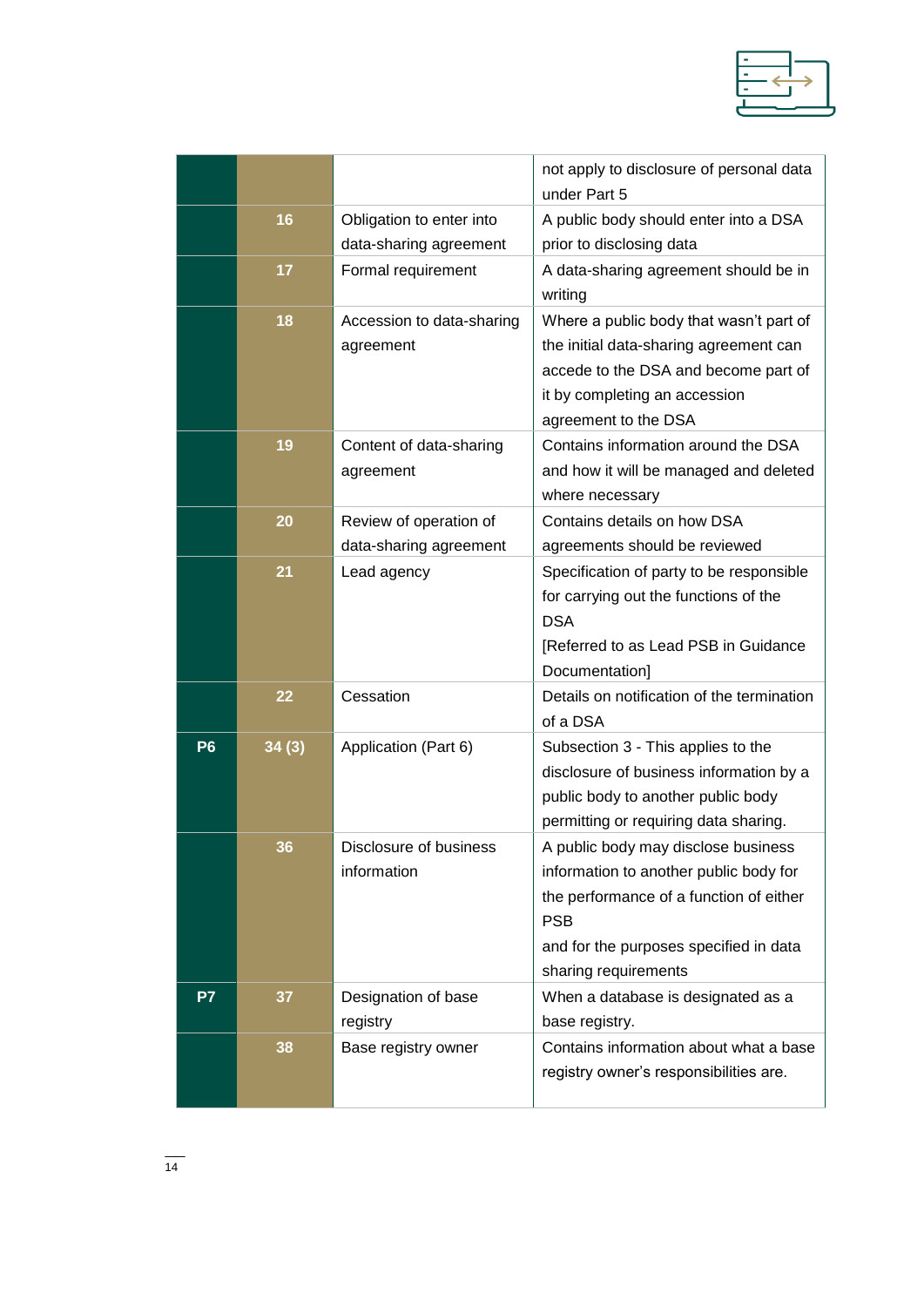| | | | |
|---|---|---|---|
| | | | not apply to disclosure of personal data under Part 5 |
| | 16 | Obligation to enter into data-sharing agreement | A public body should enter into a DSA prior to disclosing data |
| | 17 | Formal requirement | A data-sharing agreement should be in writing |
| | 18 | Accession to data-sharing agreement | Where a public body that wasn't part of the initial data-sharing agreement can accede to the DSA and become part of it by completing an accession agreement to the DSA |
| | 19 | Content of data-sharing agreement | Contains information around the DSA and how it will be managed and deleted where necessary |
| | 20 | Review of operation of data-sharing agreement | Contains details on how DSA agreements should be reviewed |
| | 21 | Lead agency | Specification of party to be responsible for carrying out the functions of the DSA [Referred to as Lead PSB in Guidance Documentation] |
| | 22 | Cessation | Details on notification of the termination of a DSA |
| P6 | 34 (3) | Application (Part 6) | Subsection 3 - This applies to the disclosure of business information by a public body to another public body permitting or requiring data sharing. |
| | 36 | Disclosure of business information | A public body may disclose business information to another public body for the performance of a function of either PSB and for the purposes specified in data sharing requirements |
| P7 | 37 | Designation of base registry | When a database is designated as a base registry. |
| | 38 | Base registry owner | Contains information about what a base registry owner's responsibilities are. |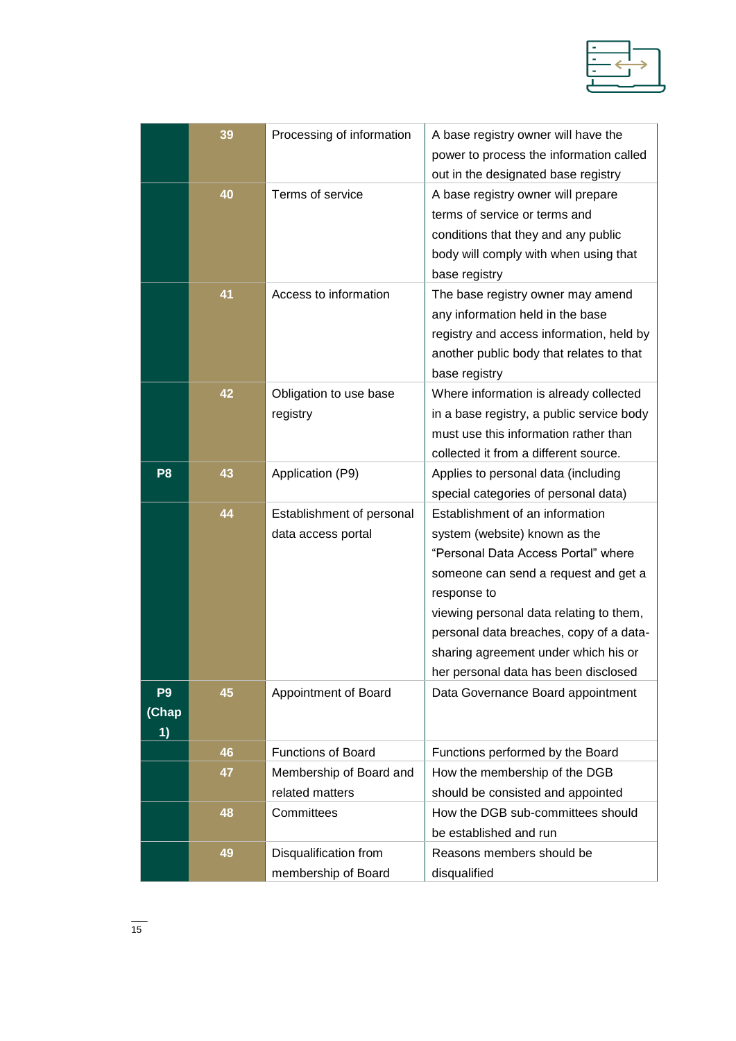| | | | |
|---|---|---|---|
| | 39 | Processing of information | A base registry owner will have the power to process the information called out in the designated base registry |
| | 40 | Terms of service | A base registry owner will prepare terms of service or terms and conditions that they and any public body will comply with when using that base registry |
| | 41 | Access to information | The base registry owner may amend any information held in the base registry and access information, held by another public body that relates to that base registry |
| | 42 | Obligation to use base registry | Where information is already collected in a base registry, a public service body must use this information rather than collected it from a different source. |
| P8 | 43 | Application (P9) | Applies to personal data (including special categories of personal data) |
| | 44 | Establishment of personal data access portal | Establishment of an information system (website) known as the "Personal Data Access Portal" where someone can send a request and get a response to viewing personal data relating to them, personal data breaches, copy of a data-sharing agreement under which his or her personal data has been disclosed |
| P9 (Chap 1) | 45 | Appointment of Board | Data Governance Board appointment |
| | 46 | Functions of Board | Functions performed by the Board |
| | 47 | Membership of Board and related matters | How the membership of the DGB should be consisted and appointed |
| | 48 | Committees | How the DGB sub-committees should be established and run |
| | 49 | Disqualification from membership of Board | Reasons members should be disqualified |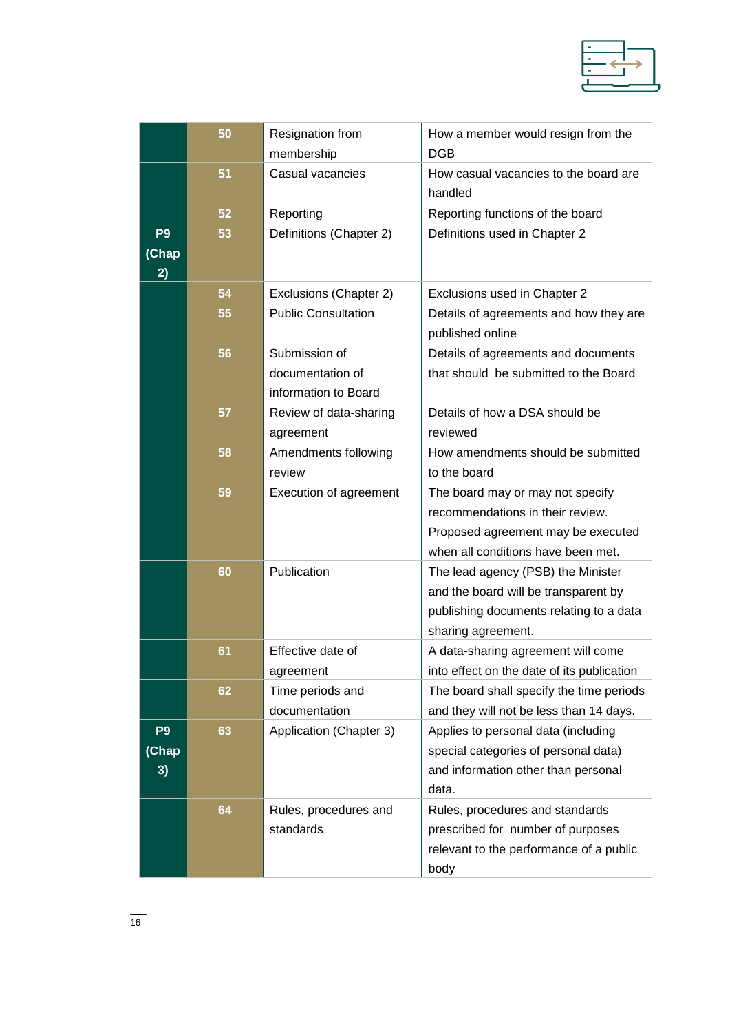| | | | |
|---|---|---|---|
| | 50 | Resignation from membership | How a member would resign from the DGB |
| | 51 | Casual vacancies | How casual vacancies to the board are handled |
| | 52 | Reporting | Reporting functions of the board |
| **P9 (Chap 2)** | 53 | Definitions (Chapter 2) | Definitions used in Chapter 2 |
| | 54 | Exclusions (Chapter 2) | Exclusions used in Chapter 2 |
| | 55 | Public Consultation | Details of agreements and how they are published online |
| | 56 | Submission of documentation of information to Board | Details of agreements and documents that should be submitted to the Board |
| | 57 | Review of data-sharing agreement | Details of how a DSA should be reviewed |
| | 58 | Amendments following review | How amendments should be submitted to the board |
| | 59 | Execution of agreement | The board may or may not specify recommendations in their review. Proposed agreement may be executed when all conditions have been met. |
| | 60 | Publication | The lead agency (PSB) the Minister and the board will be transparent by publishing documents relating to a data sharing agreement. |
| | 61 | Effective date of agreement | A data-sharing agreement will come into effect on the date of its publication |
| | 62 | Time periods and documentation | The board shall specify the time periods and they will not be less than 14 days. |
| **P9 (Chap 3)** | 63 | Application (Chapter 3) | Applies to personal data (including special categories of personal data) and information other than personal data. |
| | 64 | Rules, procedures and standards | Rules, procedures and standards prescribed for number of purposes relevant to the performance of a public body |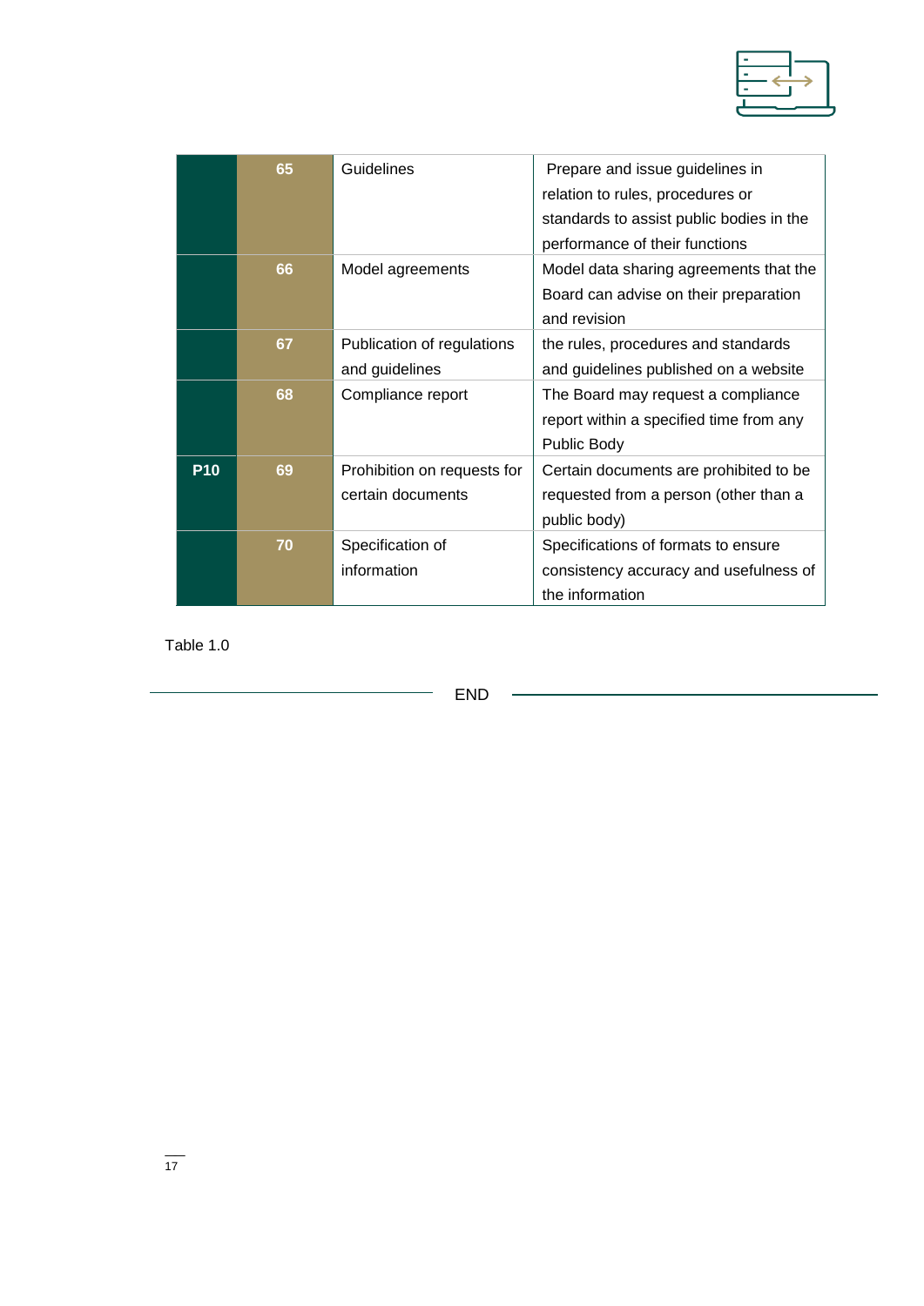| | | | |
|---|---|---|---|
| | 65 | Guidelines | Prepare and issue guidelines in relation to rules, procedures or standards to assist public bodies in the performance of their functions |
| | 66 | Model agreements | Model data sharing agreements that the Board can advise on their preparation and revision |
| | 67 | Publication of regulations and guidelines | the rules, procedures and standards and guidelines published on a website |
| | 68 | Compliance report | The Board may request a compliance report within a specified time from any Public Body |
| P10 | 69 | Prohibition on requests for certain documents | Certain documents are prohibited to be requested from a person (other than a public body) |
| | 70 | Specification of information | Specifications of formats to ensure consistency accuracy and usefulness of the information |

Table 1.0

END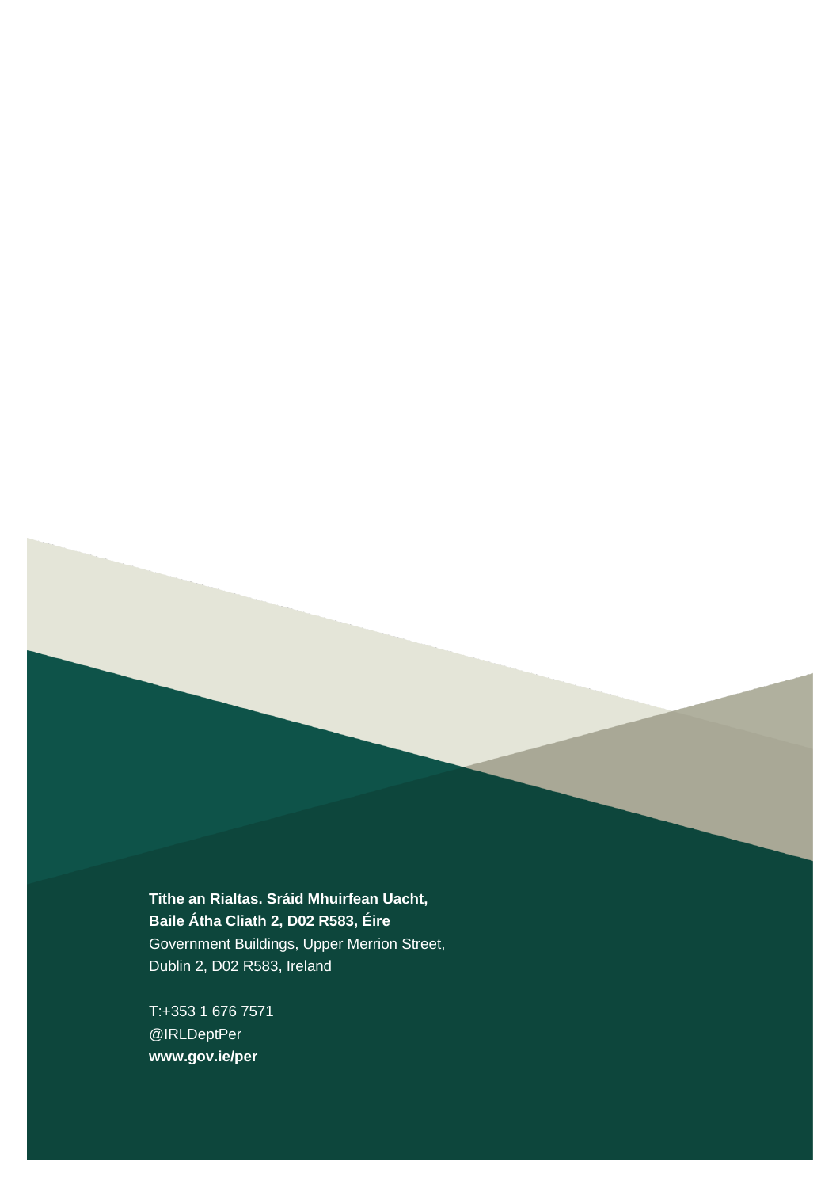**Tithe an Rialtas. Sráid Mhuirfean Uacht,**
**Baile Átha Cliath 2, D02 R583, Éire**
Government Buildings, Upper Merrion Street,
Dublin 2, D02 R583, Ireland

T:+353 1 676 7571
@IRLDeptPer
**www.gov.ie/per**